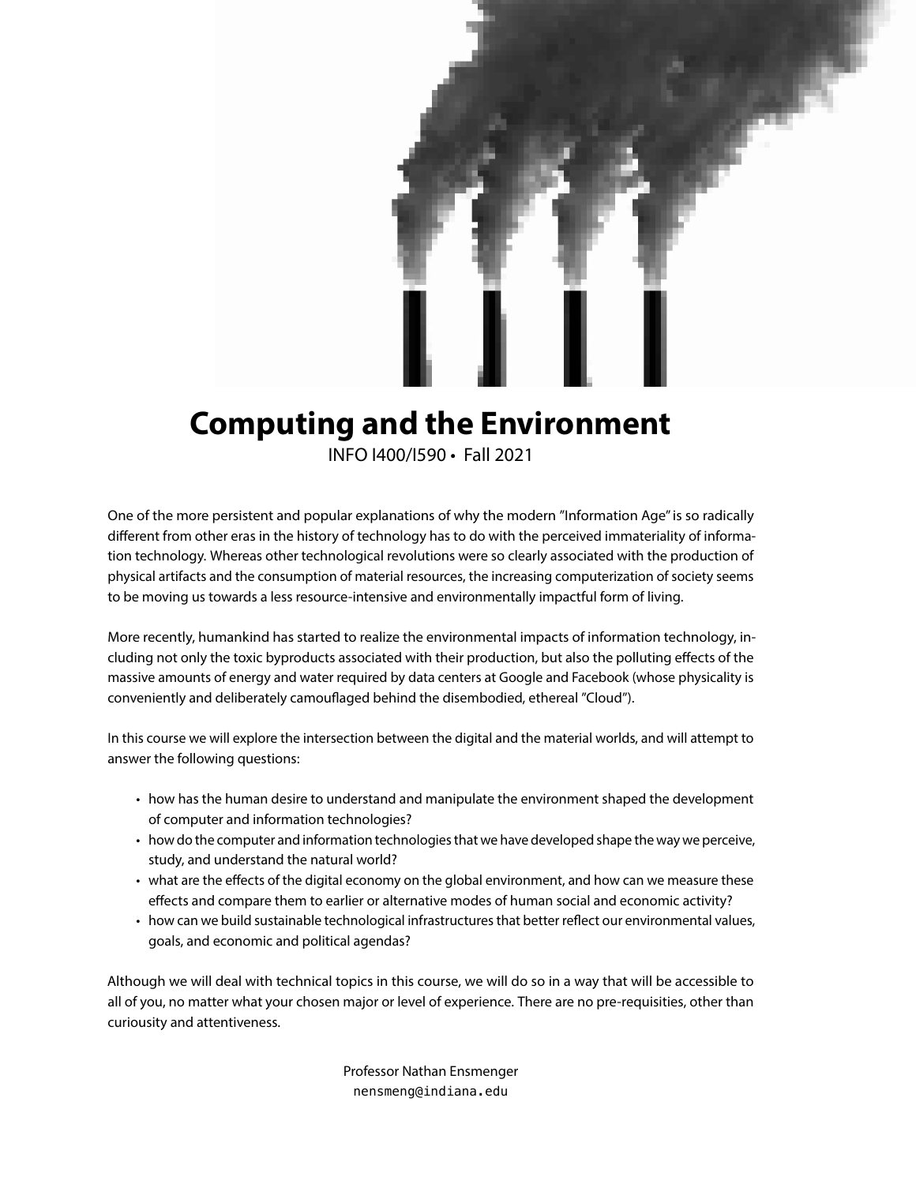# Computing and the Environment

INFO I400/I590 • Fall 2021

One of the more persistent and popular explanations of why the modern "Information Age" is so radically different from other eras in the history of technology has to do with the perceived immateriality of information technology. Whereas other technological revolutions were so clearly associated with the production of physical artifacts and the consumption of material resources, the increasing computerization of society seems to be moving us towards a less resource-intensive and environmentally impactful form of living.

More recently, humankind has started to realize the environmental impacts of information technology, including not only the toxic byproducts associated with their production, but also the polluting effects of the massive amounts of energy and water required by data centers at Google and Facebook (whose physicality is conveniently and deliberately camouflaged behind the disembodied, ethereal "Cloud").

In this course we will explore the intersection between the digital and the material worlds, and will attempt to answer the following questions:

- how has the human desire to understand and manipulate the environment shaped the development of computer and information technologies?
- how do the computer and information technologies that we have developed shape the way we perceive, study, and understand the natural world?
- what are the effects of the digital economy on the global environment, and how can we measure these effects and compare them to earlier or alternative modes of human social and economic activity?
- how can we build sustainable technological infrastructures that better reflect our environmental values, goals, and economic and political agendas?

Although we will deal with technical topics in this course, we will do so in a way that will be accessible to all of you, no matter what your chosen major or level of experience. There are no pre-requisities, other than curiousity and attentiveness.

Professor Nathan Ensmenger
nensmeng@indiana.edu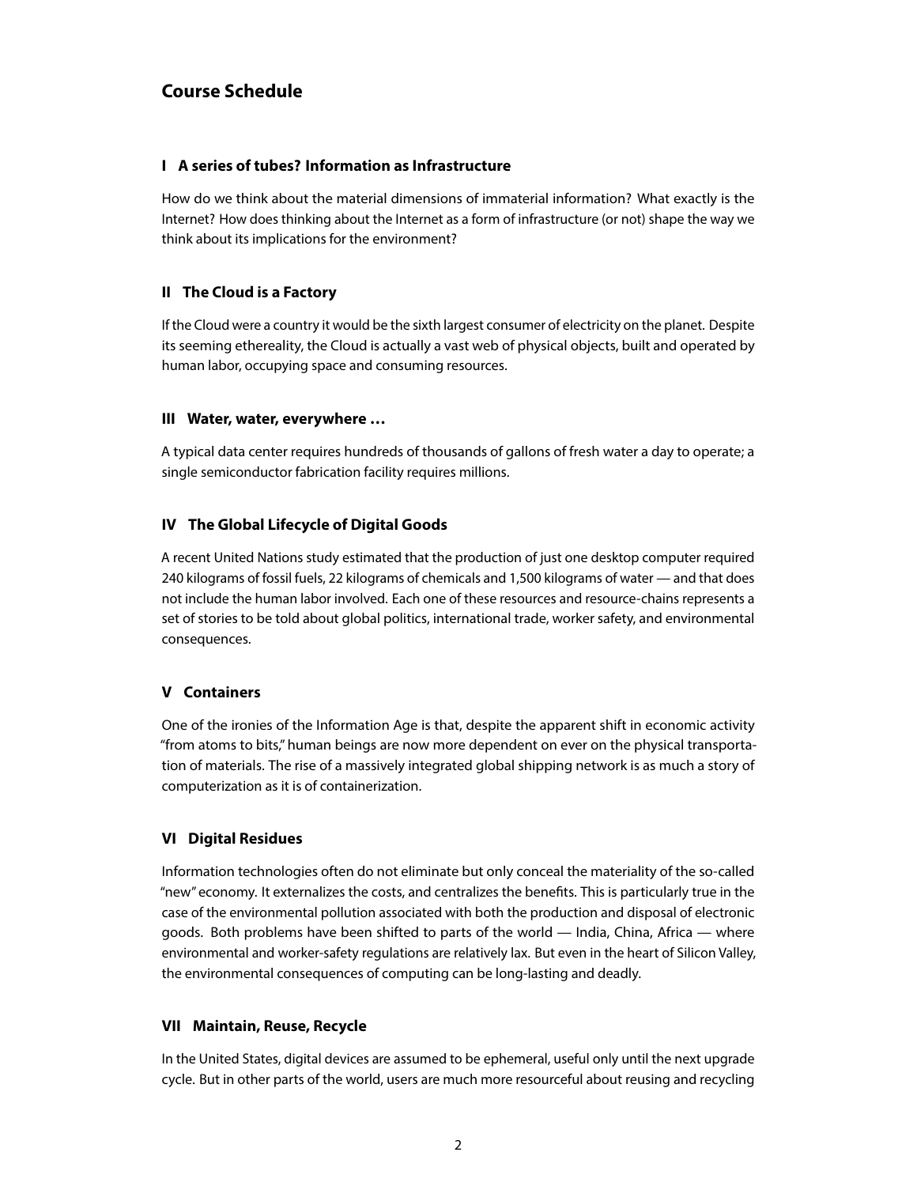## Course Schedule

### I A series of tubes? Information as Infrastructure

How do we think about the material dimensions of immaterial information? What exactly is the Internet? How does thinking about the Internet as a form of infrastructure (or not) shape the way we think about its implications for the environment?

### II The Cloud is a Factory

If the Cloud were a country it would be the sixth largest consumer of electricity on the planet. Despite its seeming ethereality, the Cloud is actually a vast web of physical objects, built and operated by human labor, occupying space and consuming resources.

### III Water, water, everywhere …

A typical data center requires hundreds of thousands of gallons of fresh water a day to operate; a single semiconductor fabrication facility requires millions.

### IV The Global Lifecycle of Digital Goods

A recent United Nations study estimated that the production of just one desktop computer required 240 kilograms of fossil fuels, 22 kilograms of chemicals and 1,500 kilograms of water — and that does not include the human labor involved. Each one of these resources and resource-chains represents a set of stories to be told about global politics, international trade, worker safety, and environmental consequences.

### V Containers

One of the ironies of the Information Age is that, despite the apparent shift in economic activity "from atoms to bits," human beings are now more dependent on ever on the physical transportation of materials. The rise of a massively integrated global shipping network is as much a story of computerization as it is of containerization.

### VI Digital Residues

Information technologies often do not eliminate but only conceal the materiality of the so-called "new" economy. It externalizes the costs, and centralizes the benefits. This is particularly true in the case of the environmental pollution associated with both the production and disposal of electronic goods. Both problems have been shifted to parts of the world — India, China, Africa — where environmental and worker-safety regulations are relatively lax. But even in the heart of Silicon Valley, the environmental consequences of computing can be long-lasting and deadly.

### VII Maintain, Reuse, Recycle

In the United States, digital devices are assumed to be ephemeral, useful only until the next upgrade cycle. But in other parts of the world, users are much more resourceful about reusing and recycling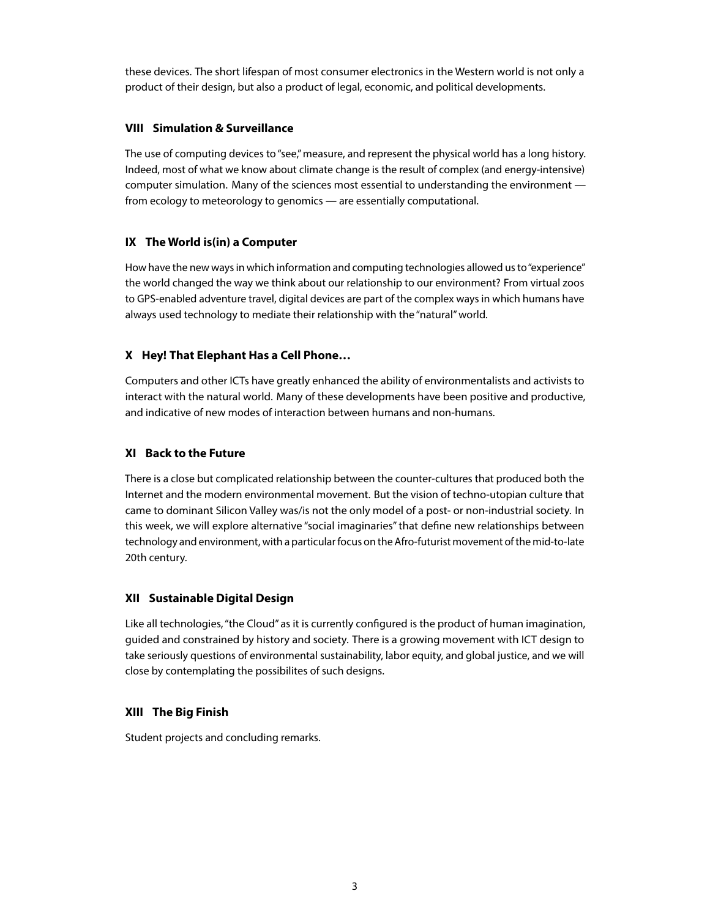these devices. The short lifespan of most consumer electronics in the Western world is not only a product of their design, but also a product of legal, economic, and political developments.

### VIII Simulation & Surveillance

The use of computing devices to "see," measure, and represent the physical world has a long history. Indeed, most of what we know about climate change is the result of complex (and energy-intensive) computer simulation. Many of the sciences most essential to understanding the environment — from ecology to meteorology to genomics — are essentially computational.

### IX The World is(in) a Computer

How have the new ways in which information and computing technologies allowed us to "experience" the world changed the way we think about our relationship to our environment? From virtual zoos to GPS-enabled adventure travel, digital devices are part of the complex ways in which humans have always used technology to mediate their relationship with the "natural" world.

### X Hey! That Elephant Has a Cell Phone…

Computers and other ICTs have greatly enhanced the ability of environmentalists and activists to interact with the natural world. Many of these developments have been positive and productive, and indicative of new modes of interaction between humans and non-humans.

### XI Back to the Future

There is a close but complicated relationship between the counter-cultures that produced both the Internet and the modern environmental movement. But the vision of techno-utopian culture that came to dominant Silicon Valley was/is not the only model of a post- or non-industrial society. In this week, we will explore alternative "social imaginaries" that define new relationships between technology and environment, with a particular focus on the Afro-futurist movement of the mid-to-late 20th century.

### XII Sustainable Digital Design

Like all technologies, "the Cloud" as it is currently configured is the product of human imagination, guided and constrained by history and society. There is a growing movement with ICT design to take seriously questions of environmental sustainability, labor equity, and global justice, and we will close by contemplating the possibilites of such designs.

### XIII The Big Finish

Student projects and concluding remarks.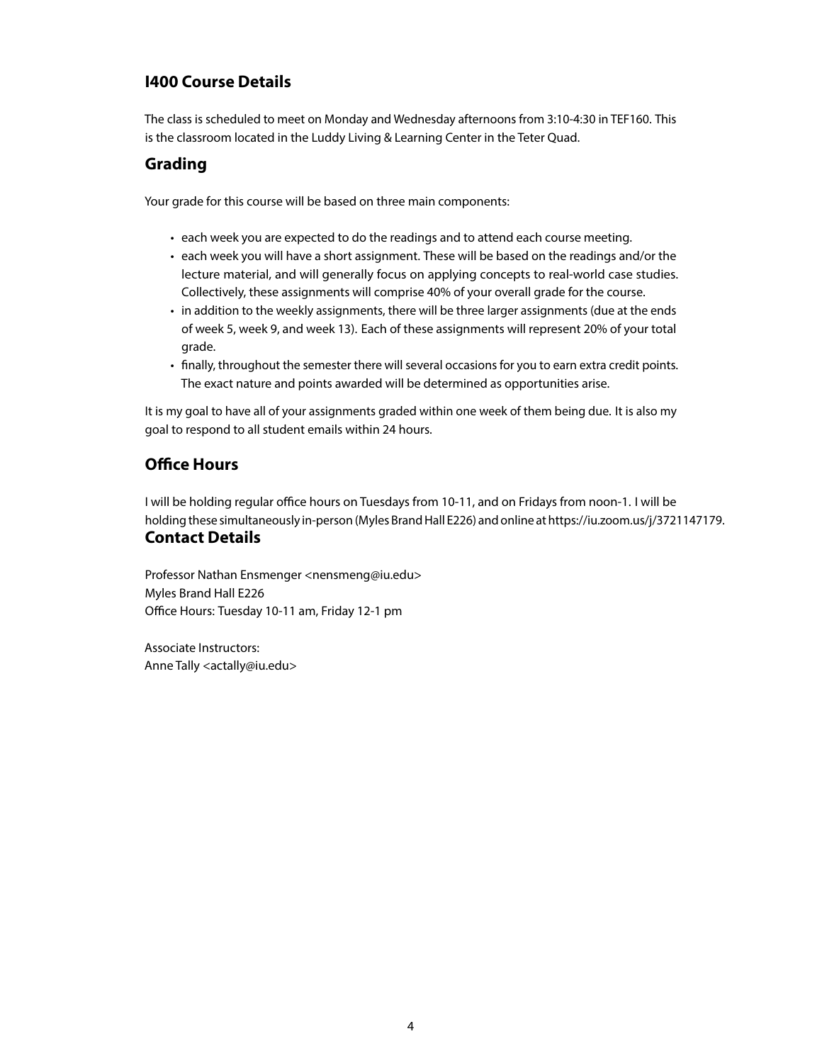## I400 Course Details

The class is scheduled to meet on Monday and Wednesday afternoons from 3:10-4:30 in TEF160. This is the classroom located in the Luddy Living & Learning Center in the Teter Quad.

## Grading

Your grade for this course will be based on three main components:

- each week you are expected to do the readings and to attend each course meeting.
- each week you will have a short assignment. These will be based on the readings and/or the lecture material, and will generally focus on applying concepts to real-world case studies. Collectively, these assignments will comprise 40% of your overall grade for the course.
- in addition to the weekly assignments, there will be three larger assignments (due at the ends of week 5, week 9, and week 13). Each of these assignments will represent 20% of your total grade.
- finally, throughout the semester there will several occasions for you to earn extra credit points. The exact nature and points awarded will be determined as opportunities arise.

It is my goal to have all of your assignments graded within one week of them being due. It is also my goal to respond to all student emails within 24 hours.

## Office Hours

I will be holding regular office hours on Tuesdays from 10-11, and on Fridays from noon-1. I will be holding these simultaneously in-person (Myles Brand Hall E226) and online at https://iu.zoom.us/j/3721147179.

## Contact Details

Professor Nathan Ensmenger <nensmeng@iu.edu>
Myles Brand Hall E226
Office Hours: Tuesday 10-11 am, Friday 12-1 pm

Associate Instructors:
Anne Tally <actally@iu.edu>